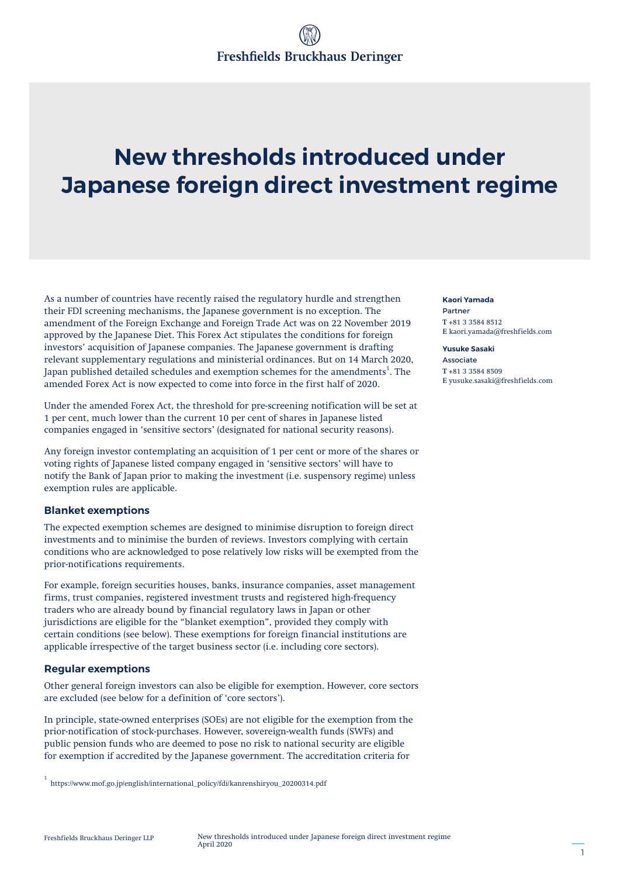# New thresholds introduced under Japanese foreign direct investment regime

**Kaori Yamada**
Partner
**T** +81 3 3584 8512
**E** kaori.yamada@freshfields.com

**Yusuke Sasaki**
Associate
**T** +81 3 3584 8509
**E** yusuke.sasaki@freshfields.com

As a number of countries have recently raised the regulatory hurdle and strengthen their FDI screening mechanisms, the Japanese government is no exception. The amendment of the Foreign Exchange and Foreign Trade Act was on 22 November 2019 approved by the Japanese Diet. This Forex Act stipulates the conditions for foreign investors' acquisition of Japanese companies. The Japanese government is drafting relevant supplementary regulations and ministerial ordinances. But on 14 March 2020, Japan published detailed schedules and exemption schemes for the amendments[1]. The amended Forex Act is now expected to come into force in the first half of 2020.

Under the amended Forex Act, the threshold for pre-screening notification will be set at 1 per cent, much lower than the current 10 per cent of shares in Japanese listed companies engaged in 'sensitive sectors' (designated for national security reasons).

Any foreign investor contemplating an acquisition of 1 per cent or more of the shares or voting rights of Japanese listed company engaged in 'sensitive sectors' will have to notify the Bank of Japan prior to making the investment (i.e. suspensory regime) unless exemption rules are applicable.

### Blanket exemptions

The expected exemption schemes are designed to minimise disruption to foreign direct investments and to minimise the burden of reviews. Investors complying with certain conditions who are acknowledged to pose relatively low risks will be exempted from the prior-notifications requirements.

For example, foreign securities houses, banks, insurance companies, asset management firms, trust companies, registered investment trusts and registered high-frequency traders who are already bound by financial regulatory laws in Japan or other jurisdictions are eligible for the "blanket exemption", provided they comply with certain conditions (see below). These exemptions for foreign financial institutions are applicable irrespective of the target business sector (i.e. including core sectors).

### Regular exemptions

Other general foreign investors can also be eligible for exemption. However, core sectors are excluded (see below for a definition of 'core sectors').

In principle, state-owned enterprises (SOEs) are not eligible for the exemption from the prior-notification of stock-purchases. However, sovereign-wealth funds (SWFs) and public pension funds who are deemed to pose no risk to national security are eligible for exemption if accredited by the Japanese government. The accreditation criteria for

[1] https://www.mof.go.jp/english/international_policy/fdi/kanrenshiryou_20200314.pdf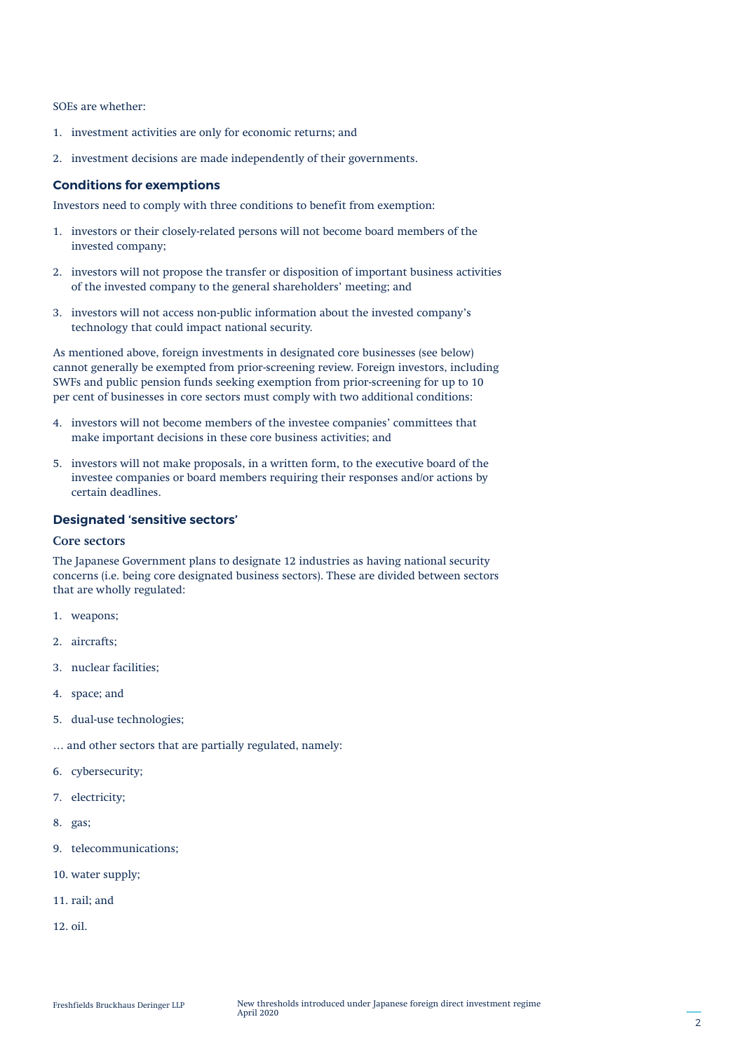SOEs are whether:

1. investment activities are only for economic returns; and
2. investment decisions are made independently of their governments.

### Conditions for exemptions

Investors need to comply with three conditions to benefit from exemption:

1. investors or their closely-related persons will not become board members of the invested company;
2. investors will not propose the transfer or disposition of important business activities of the invested company to the general shareholders' meeting; and
3. investors will not access non-public information about the invested company's technology that could impact national security.

As mentioned above, foreign investments in designated core businesses (see below) cannot generally be exempted from prior-screening review. Foreign investors, including SWFs and public pension funds seeking exemption from prior-screening for up to 10 per cent of businesses in core sectors must comply with two additional conditions:

4. investors will not become members of the investee companies' committees that make important decisions in these core business activities; and
5. investors will not make proposals, in a written form, to the executive board of the investee companies or board members requiring their responses and/or actions by certain deadlines.

### Designated 'sensitive sectors'

#### Core sectors

The Japanese Government plans to designate 12 industries as having national security concerns (i.e. being core designated business sectors). These are divided between sectors that are wholly regulated:

1. weapons;
2. aircrafts;
3. nuclear facilities;
4. space; and
5. dual-use technologies;

… and other sectors that are partially regulated, namely:

6. cybersecurity;
7. electricity;
8. gas;
9. telecommunications;
10. water supply;
11. rail; and
12. oil.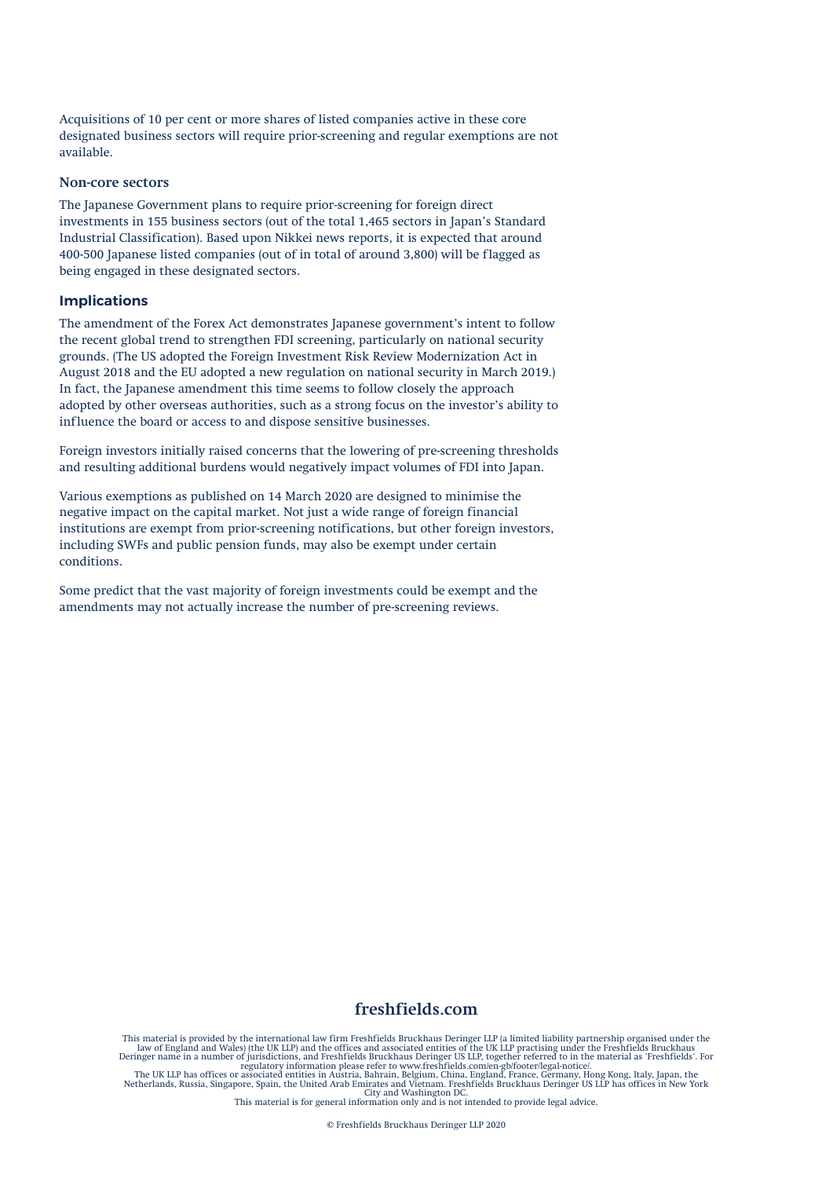Acquisitions of 10 per cent or more shares of listed companies active in these core designated business sectors will require prior-screening and regular exemptions are not available.

### Non-core sectors

The Japanese Government plans to require prior-screening for foreign direct investments in 155 business sectors (out of the total 1,465 sectors in Japan's Standard Industrial Classification). Based upon Nikkei news reports, it is expected that around 400-500 Japanese listed companies (out of in total of around 3,800) will be flagged as being engaged in these designated sectors.

## Implications

The amendment of the Forex Act demonstrates Japanese government's intent to follow the recent global trend to strengthen FDI screening, particularly on national security grounds. (The US adopted the Foreign Investment Risk Review Modernization Act in August 2018 and the EU adopted a new regulation on national security in March 2019.) In fact, the Japanese amendment this time seems to follow closely the approach adopted by other overseas authorities, such as a strong focus on the investor's ability to influence the board or access to and dispose sensitive businesses.

Foreign investors initially raised concerns that the lowering of pre-screening thresholds and resulting additional burdens would negatively impact volumes of FDI into Japan.

Various exemptions as published on 14 March 2020 are designed to minimise the negative impact on the capital market. Not just a wide range of foreign financial institutions are exempt from prior-screening notifications, but other foreign investors, including SWFs and public pension funds, may also be exempt under certain conditions.

Some predict that the vast majority of foreign investments could be exempt and the amendments may not actually increase the number of pre-screening reviews.

**freshfields.com**

This material is provided by the international law firm Freshfields Bruckhaus Deringer LLP (a limited liability partnership organised under the law of England and Wales) (the UK LLP) and the offices and associated entities of the UK LLP practising under the Freshfields Bruckhaus Deringer name in a number of jurisdictions, and Freshfields Bruckhaus Deringer US LLP, together referred to in the material as 'Freshfields'. For regulatory information please refer to www.freshfields.com/en-gb/footer/legal-notice/.
The UK LLP has offices or associated entities in Austria, Bahrain, Belgium, China, England, France, Germany, Hong Kong, Italy, Japan, the Netherlands, Russia, Singapore, Spain, the United Arab Emirates and Vietnam. Freshfields Bruckhaus Deringer US LLP has offices in New York City and Washington DC.
This material is for general information only and is not intended to provide legal advice.

© Freshfields Bruckhaus Deringer LLP 2020